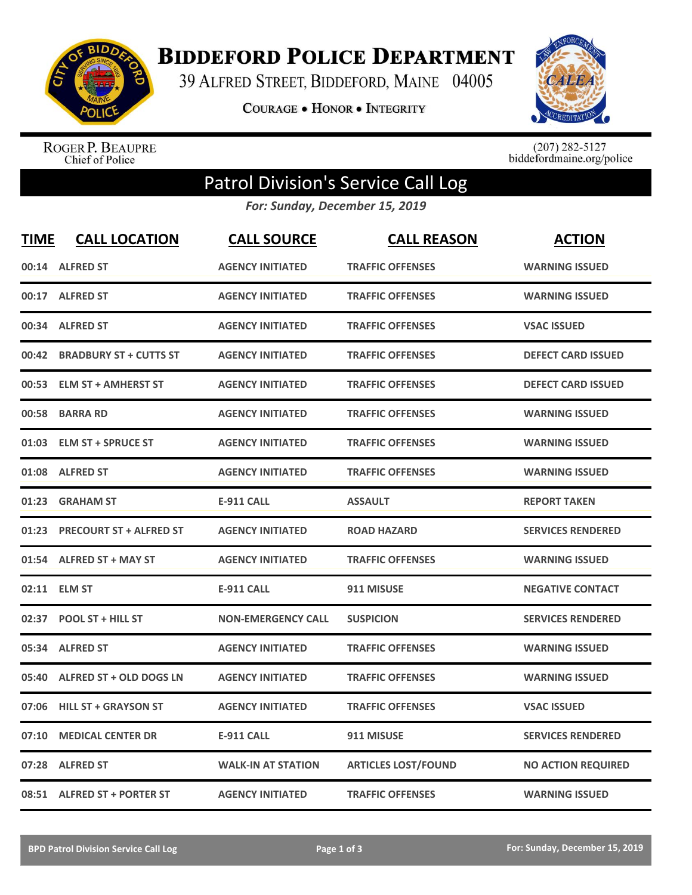# Biddeford Police Department

39 Alfred Street, Biddeford, Maine 04005

Courage • Honor • Integrity

Roger P. Beaupre
Chief of Police

(207) 282-5127
biddefordmaine.org/police

## Patrol Division's Service Call Log

*For: Sunday, December 15, 2019*

| TIME | CALL LOCATION | CALL SOURCE | CALL REASON | ACTION |
|---|---|---|---|---|
| 00:14 | ALFRED ST | AGENCY INITIATED | TRAFFIC OFFENSES | WARNING ISSUED |
| 00:17 | ALFRED ST | AGENCY INITIATED | TRAFFIC OFFENSES | WARNING ISSUED |
| 00:34 | ALFRED ST | AGENCY INITIATED | TRAFFIC OFFENSES | VSAC ISSUED |
| 00:42 | BRADBURY ST + CUTTS ST | AGENCY INITIATED | TRAFFIC OFFENSES | DEFECT CARD ISSUED |
| 00:53 | ELM ST + AMHERST ST | AGENCY INITIATED | TRAFFIC OFFENSES | DEFECT CARD ISSUED |
| 00:58 | BARRA RD | AGENCY INITIATED | TRAFFIC OFFENSES | WARNING ISSUED |
| 01:03 | ELM ST + SPRUCE ST | AGENCY INITIATED | TRAFFIC OFFENSES | WARNING ISSUED |
| 01:08 | ALFRED ST | AGENCY INITIATED | TRAFFIC OFFENSES | WARNING ISSUED |
| 01:23 | GRAHAM ST | E-911 CALL | ASSAULT | REPORT TAKEN |
| 01:23 | PRECOURT ST + ALFRED ST | AGENCY INITIATED | ROAD HAZARD | SERVICES RENDERED |
| 01:54 | ALFRED ST + MAY ST | AGENCY INITIATED | TRAFFIC OFFENSES | WARNING ISSUED |
| 02:11 | ELM ST | E-911 CALL | 911 MISUSE | NEGATIVE CONTACT |
| 02:37 | POOL ST + HILL ST | NON-EMERGENCY CALL | SUSPICION | SERVICES RENDERED |
| 05:34 | ALFRED ST | AGENCY INITIATED | TRAFFIC OFFENSES | WARNING ISSUED |
| 05:40 | ALFRED ST + OLD DOGS LN | AGENCY INITIATED | TRAFFIC OFFENSES | WARNING ISSUED |
| 07:06 | HILL ST + GRAYSON ST | AGENCY INITIATED | TRAFFIC OFFENSES | VSAC ISSUED |
| 07:10 | MEDICAL CENTER DR | E-911 CALL | 911 MISUSE | SERVICES RENDERED |
| 07:28 | ALFRED ST | WALK-IN AT STATION | ARTICLES LOST/FOUND | NO ACTION REQUIRED |
| 08:51 | ALFRED ST + PORTER ST | AGENCY INITIATED | TRAFFIC OFFENSES | WARNING ISSUED |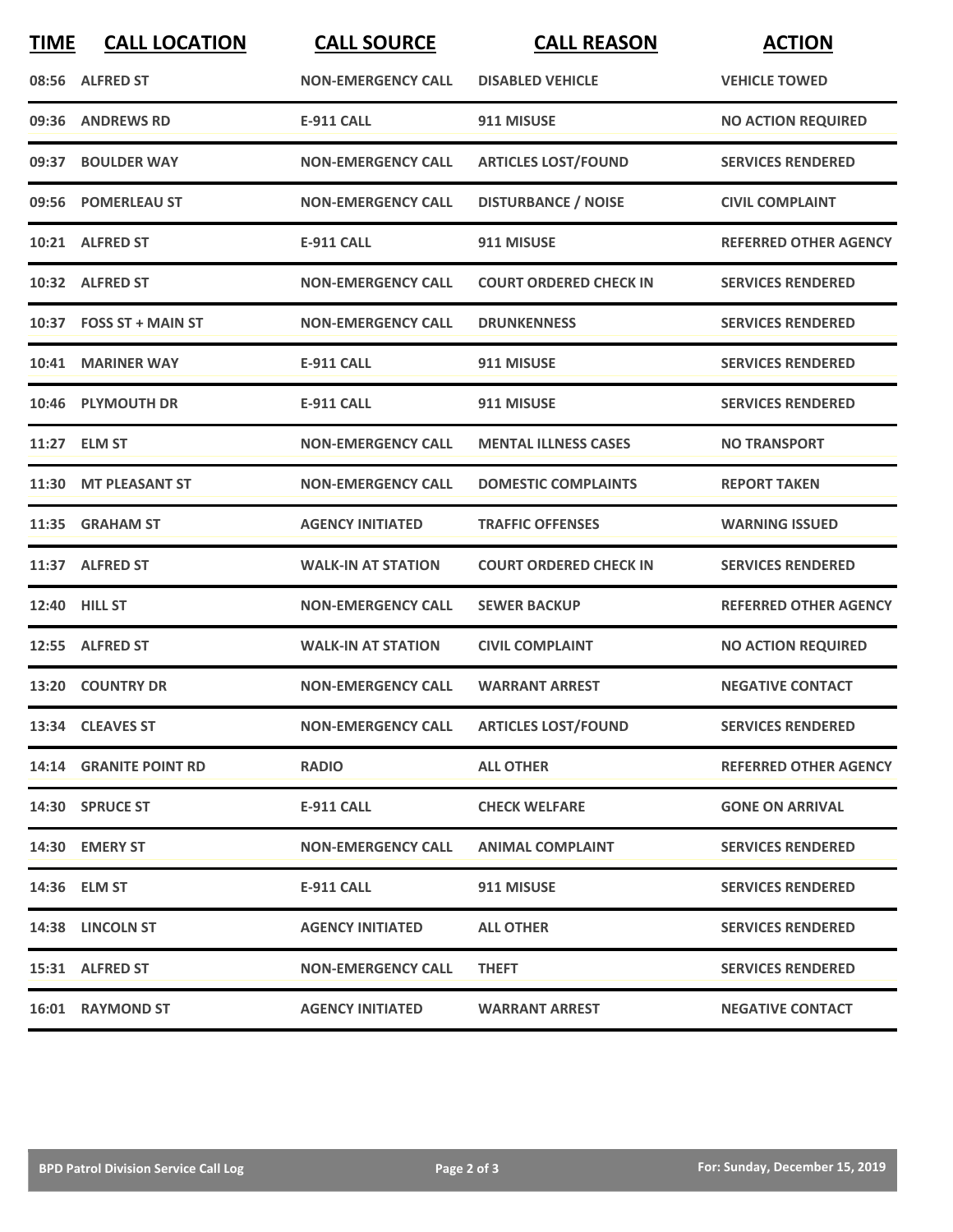| TIME | CALL LOCATION | CALL SOURCE | CALL REASON | ACTION |
|---|---|---|---|---|
| 08:56 | ALFRED ST | NON-EMERGENCY CALL | DISABLED VEHICLE | VEHICLE TOWED |
| 09:36 | ANDREWS RD | E-911 CALL | 911 MISUSE | NO ACTION REQUIRED |
| 09:37 | BOULDER WAY | NON-EMERGENCY CALL | ARTICLES LOST/FOUND | SERVICES RENDERED |
| 09:56 | POMERLEAU ST | NON-EMERGENCY CALL | DISTURBANCE / NOISE | CIVIL COMPLAINT |
| 10:21 | ALFRED ST | E-911 CALL | 911 MISUSE | REFERRED OTHER AGENCY |
| 10:32 | ALFRED ST | NON-EMERGENCY CALL | COURT ORDERED CHECK IN | SERVICES RENDERED |
| 10:37 | FOSS ST + MAIN ST | NON-EMERGENCY CALL | DRUNKENNESS | SERVICES RENDERED |
| 10:41 | MARINER WAY | E-911 CALL | 911 MISUSE | SERVICES RENDERED |
| 10:46 | PLYMOUTH DR | E-911 CALL | 911 MISUSE | SERVICES RENDERED |
| 11:27 | ELM ST | NON-EMERGENCY CALL | MENTAL ILLNESS CASES | NO TRANSPORT |
| 11:30 | MT PLEASANT ST | NON-EMERGENCY CALL | DOMESTIC COMPLAINTS | REPORT TAKEN |
| 11:35 | GRAHAM ST | AGENCY INITIATED | TRAFFIC OFFENSES | WARNING ISSUED |
| 11:37 | ALFRED ST | WALK-IN AT STATION | COURT ORDERED CHECK IN | SERVICES RENDERED |
| 12:40 | HILL ST | NON-EMERGENCY CALL | SEWER BACKUP | REFERRED OTHER AGENCY |
| 12:55 | ALFRED ST | WALK-IN AT STATION | CIVIL COMPLAINT | NO ACTION REQUIRED |
| 13:20 | COUNTRY DR | NON-EMERGENCY CALL | WARRANT ARREST | NEGATIVE CONTACT |
| 13:34 | CLEAVES ST | NON-EMERGENCY CALL | ARTICLES LOST/FOUND | SERVICES RENDERED |
| 14:14 | GRANITE POINT RD | RADIO | ALL OTHER | REFERRED OTHER AGENCY |
| 14:30 | SPRUCE ST | E-911 CALL | CHECK WELFARE | GONE ON ARRIVAL |
| 14:30 | EMERY ST | NON-EMERGENCY CALL | ANIMAL COMPLAINT | SERVICES RENDERED |
| 14:36 | ELM ST | E-911 CALL | 911 MISUSE | SERVICES RENDERED |
| 14:38 | LINCOLN ST | AGENCY INITIATED | ALL OTHER | SERVICES RENDERED |
| 15:31 | ALFRED ST | NON-EMERGENCY CALL | THEFT | SERVICES RENDERED |
| 16:01 | RAYMOND ST | AGENCY INITIATED | WARRANT ARREST | NEGATIVE CONTACT |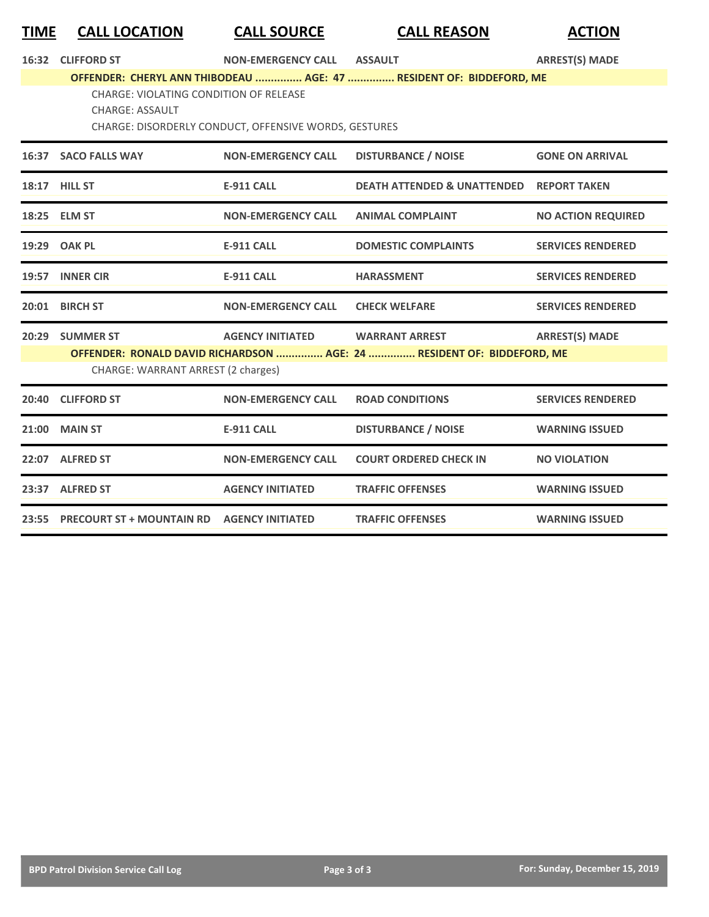| TIME | CALL LOCATION | CALL SOURCE | CALL REASON | ACTION |
|---|---|---|---|---|
| 16:32 | CLIFFORD ST | NON-EMERGENCY CALL | ASSAULT | ARREST(S) MADE |
| | OFFENDER: CHERYL ANN THIBODEAU ............... AGE: 47 ............... RESIDENT OF: BIDDEFORD, ME | | | |
| | CHARGE: VIOLATING CONDITION OF RELEASE<br>CHARGE: ASSAULT<br>CHARGE: DISORDERLY CONDUCT, OFFENSIVE WORDS, GESTURES | | | |
| 16:37 | SACO FALLS WAY | NON-EMERGENCY CALL | DISTURBANCE / NOISE | GONE ON ARRIVAL |
| 18:17 | HILL ST | E-911 CALL | DEATH ATTENDED & UNATTENDED | REPORT TAKEN |
| 18:25 | ELM ST | NON-EMERGENCY CALL | ANIMAL COMPLAINT | NO ACTION REQUIRED |
| 19:29 | OAK PL | E-911 CALL | DOMESTIC COMPLAINTS | SERVICES RENDERED |
| 19:57 | INNER CIR | E-911 CALL | HARASSMENT | SERVICES RENDERED |
| 20:01 | BIRCH ST | NON-EMERGENCY CALL | CHECK WELFARE | SERVICES RENDERED |
| 20:29 | SUMMER ST | AGENCY INITIATED | WARRANT ARREST | ARREST(S) MADE |
| | OFFENDER: RONALD DAVID RICHARDSON ............... AGE: 24 ............... RESIDENT OF: BIDDEFORD, ME | | | |
| | CHARGE: WARRANT ARREST (2 charges) | | | |
| 20:40 | CLIFFORD ST | NON-EMERGENCY CALL | ROAD CONDITIONS | SERVICES RENDERED |
| 21:00 | MAIN ST | E-911 CALL | DISTURBANCE / NOISE | WARNING ISSUED |
| 22:07 | ALFRED ST | NON-EMERGENCY CALL | COURT ORDERED CHECK IN | NO VIOLATION |
| 23:37 | ALFRED ST | AGENCY INITIATED | TRAFFIC OFFENSES | WARNING ISSUED |
| 23:55 | PRECOURT ST + MOUNTAIN RD | AGENCY INITIATED | TRAFFIC OFFENSES | WARNING ISSUED |